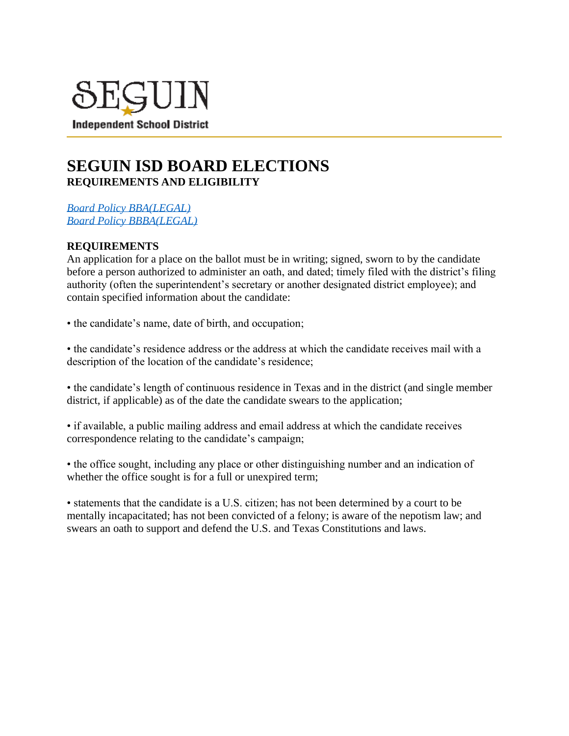SEGUIN

Independent School District

# SEGUIN ISD BOARD ELECTIONS

**REQUIREMENTS AND ELIGIBILITY**

*Board Policy BBA(LEGAL)*
*Board Policy BBBA(LEGAL)*

**REQUIREMENTS**

An application for a place on the ballot must be in writing; signed, sworn to by the candidate before a person authorized to administer an oath, and dated; timely filed with the district's filing authority (often the superintendent's secretary or another designated district employee); and contain specified information about the candidate:

• the candidate's name, date of birth, and occupation;

• the candidate's residence address or the address at which the candidate receives mail with a description of the location of the candidate's residence;

• the candidate's length of continuous residence in Texas and in the district (and single member district, if applicable) as of the date the candidate swears to the application;

• if available, a public mailing address and email address at which the candidate receives correspondence relating to the candidate's campaign;

• the office sought, including any place or other distinguishing number and an indication of whether the office sought is for a full or unexpired term;

• statements that the candidate is a U.S. citizen; has not been determined by a court to be mentally incapacitated; has not been convicted of a felony; is aware of the nepotism law; and swears an oath to support and defend the U.S. and Texas Constitutions and laws.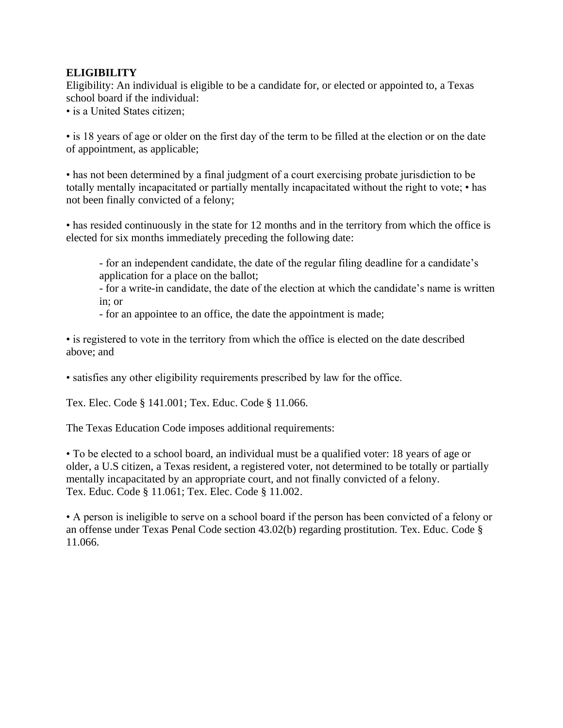**ELIGIBILITY**

Eligibility: An individual is eligible to be a candidate for, or elected or appointed to, a Texas school board if the individual:

- is a United States citizen;

- is 18 years of age or older on the first day of the term to be filled at the election or on the date of appointment, as applicable;

- has not been determined by a final judgment of a court exercising probate jurisdiction to be totally mentally incapacitated or partially mentally incapacitated without the right to vote; • has not been finally convicted of a felony;

- has resided continuously in the state for 12 months and in the territory from which the office is elected for six months immediately preceding the following date:

  - for an independent candidate, the date of the regular filing deadline for a candidate's application for a place on the ballot;
  - for a write-in candidate, the date of the election at which the candidate's name is written in; or
  - for an appointee to an office, the date the appointment is made;

- is registered to vote in the territory from which the office is elected on the date described above; and

- satisfies any other eligibility requirements prescribed by law for the office.

Tex. Elec. Code § 141.001; Tex. Educ. Code § 11.066.

The Texas Education Code imposes additional requirements:

- To be elected to a school board, an individual must be a qualified voter: 18 years of age or older, a U.S citizen, a Texas resident, a registered voter, not determined to be totally or partially mentally incapacitated by an appropriate court, and not finally convicted of a felony. Tex. Educ. Code § 11.061; Tex. Elec. Code § 11.002.

- A person is ineligible to serve on a school board if the person has been convicted of a felony or an offense under Texas Penal Code section 43.02(b) regarding prostitution. Tex. Educ. Code § 11.066.